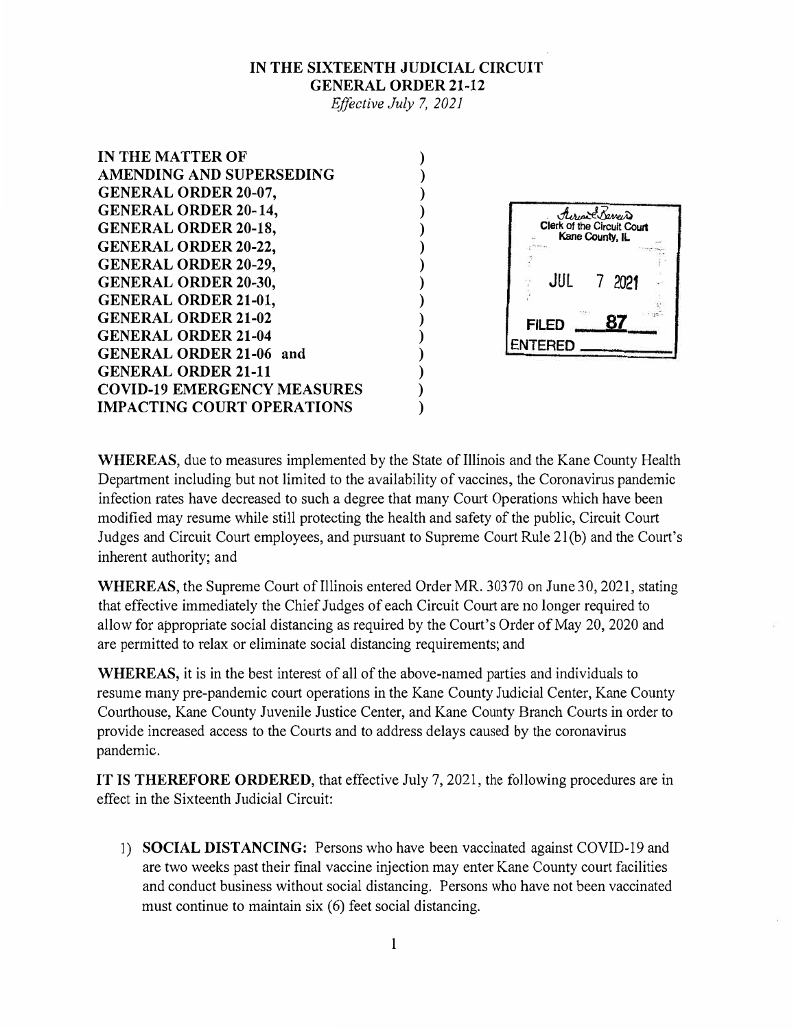**IN THE SIXTEENTH JUDICIAL CIRCUIT**
**GENERAL ORDER 21-12**
*Effective July 7, 2021*

**IN THE MATTER OF**
**AMENDING AND SUPERSEDING**
**GENERAL ORDER 20-07,**
**GENERAL ORDER 20-14,**
**GENERAL ORDER 20-18,**
**GENERAL ORDER 20-22,**
**GENERAL ORDER 20-29,**
**GENERAL ORDER 20-30,**
**GENERAL ORDER 21-01,**
**GENERAL ORDER 21-02**
**GENERAL ORDER 21-04**
**GENERAL ORDER 21-06 and**
**GENERAL ORDER 21-11**
**COVID-19 EMERGENCY MEASURES**
**IMPACTING COURT OPERATIONS**

Clerk of the Circuit Court
Kane County, IL
JUL 7 2021
FILED 87
ENTERED

**WHEREAS**, due to measures implemented by the State of Illinois and the Kane County Health Department including but not limited to the availability of vaccines, the Coronavirus pandemic infection rates have decreased to such a degree that many Court Operations which have been modified may resume while still protecting the health and safety of the public, Circuit Court Judges and Circuit Court employees, and pursuant to Supreme Court Rule 21(b) and the Court's inherent authority; and

**WHEREAS**, the Supreme Court of Illinois entered Order MR. 30370 on June 30, 2021, stating that effective immediately the Chief Judges of each Circuit Court are no longer required to allow for appropriate social distancing as required by the Court's Order of May 20, 2020 and are permitted to relax or eliminate social distancing requirements; and

**WHEREAS,** it is in the best interest of all of the above-named parties and individuals to resume many pre-pandemic court operations in the Kane County Judicial Center, Kane County Courthouse, Kane County Juvenile Justice Center, and Kane County Branch Courts in order to provide increased access to the Courts and to address delays caused by the coronavirus pandemic.

**IT IS THEREFORE ORDERED**, that effective July 7, 2021, the following procedures are in effect in the Sixteenth Judicial Circuit:

1) **SOCIAL DISTANCING:** Persons who have been vaccinated against COVID-19 and are two weeks past their final vaccine injection may enter Kane County court facilities and conduct business without social distancing. Persons who have not been vaccinated must continue to maintain six (6) feet social distancing.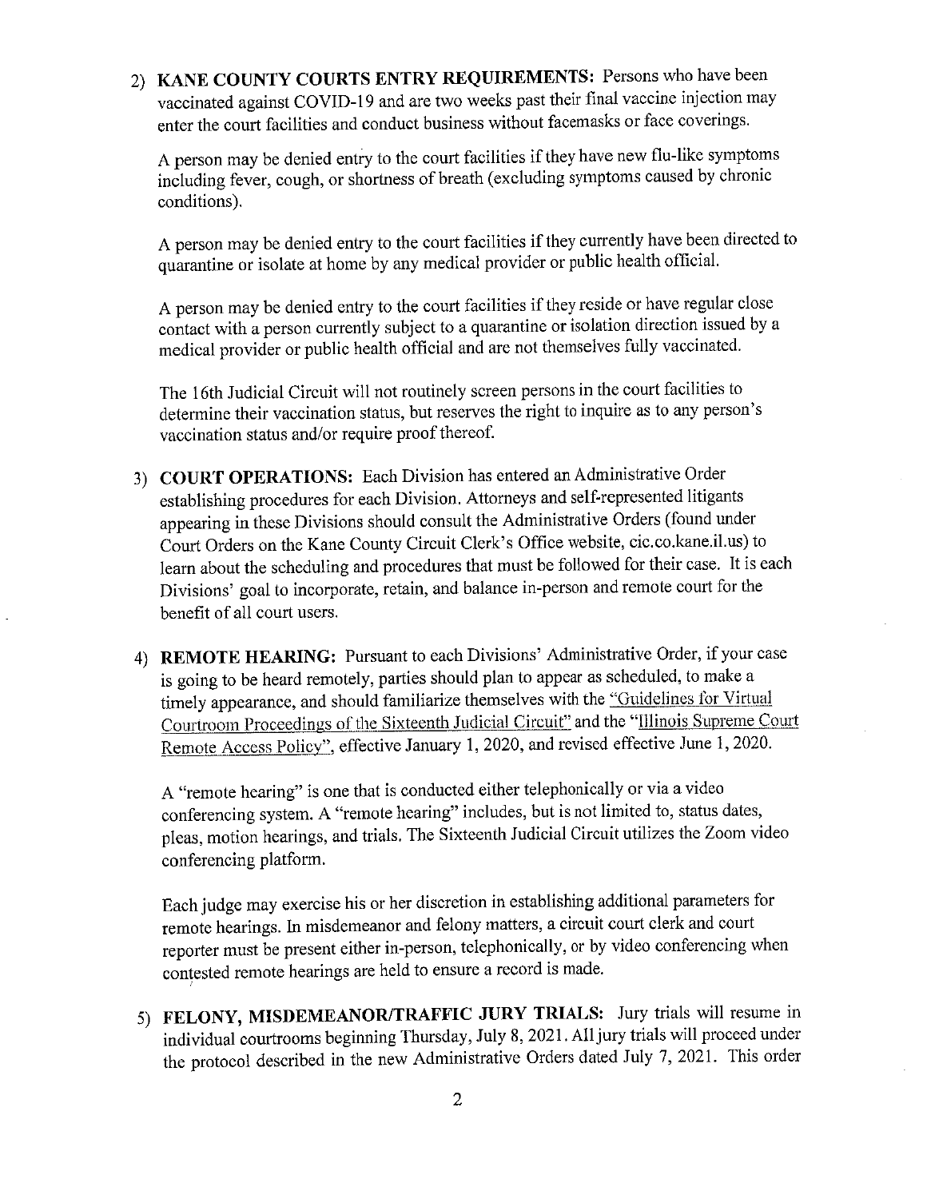2) **KANE COUNTY COURTS ENTRY REQUIREMENTS:** Persons who have been vaccinated against COVID-19 and are two weeks past their final vaccine injection may enter the court facilities and conduct business without facemasks or face coverings.

   A person may be denied entry to the court facilities if they have new flu-like symptoms including fever, cough, or shortness of breath (excluding symptoms caused by chronic conditions).

   A person may be denied entry to the court facilities if they currently have been directed to quarantine or isolate at home by any medical provider or public health official.

   A person may be denied entry to the court facilities if they reside or have regular close contact with a person currently subject to a quarantine or isolation direction issued by a medical provider or public health official and are not themselves fully vaccinated.

   The 16th Judicial Circuit will not routinely screen persons in the court facilities to determine their vaccination status, but reserves the right to inquire as to any person's vaccination status and/or require proof thereof.

3) **COURT OPERATIONS:** Each Division has entered an Administrative Order establishing procedures for each Division. Attorneys and self-represented litigants appearing in these Divisions should consult the Administrative Orders (found under Court Orders on the Kane County Circuit Clerk's Office website, cic.co.kane.il.us) to learn about the scheduling and procedures that must be followed for their case. It is each Divisions' goal to incorporate, retain, and balance in-person and remote court for the benefit of all court users.

4) **REMOTE HEARING:** Pursuant to each Divisions' Administrative Order, if your case is going to be heard remotely, parties should plan to appear as scheduled, to make a timely appearance, and should familiarize themselves with the "Guidelines for Virtual Courtroom Proceedings of the Sixteenth Judicial Circuit" and the "Illinois Supreme Court Remote Access Policy", effective January 1, 2020, and revised effective June 1, 2020.

   A "remote hearing" is one that is conducted either telephonically or via a video conferencing system. A "remote hearing" includes, but is not limited to, status dates, pleas, motion hearings, and trials. The Sixteenth Judicial Circuit utilizes the Zoom video conferencing platform.

   Each judge may exercise his or her discretion in establishing additional parameters for remote hearings. In misdemeanor and felony matters, a circuit court clerk and court reporter must be present either in-person, telephonically, or by video conferencing when contested remote hearings are held to ensure a record is made.

5) **FELONY, MISDEMEANOR/TRAFFIC JURY TRIALS:** Jury trials will resume in individual courtrooms beginning Thursday, July 8, 2021. All jury trials will proceed under the protocol described in the new Administrative Orders dated July 7, 2021. This order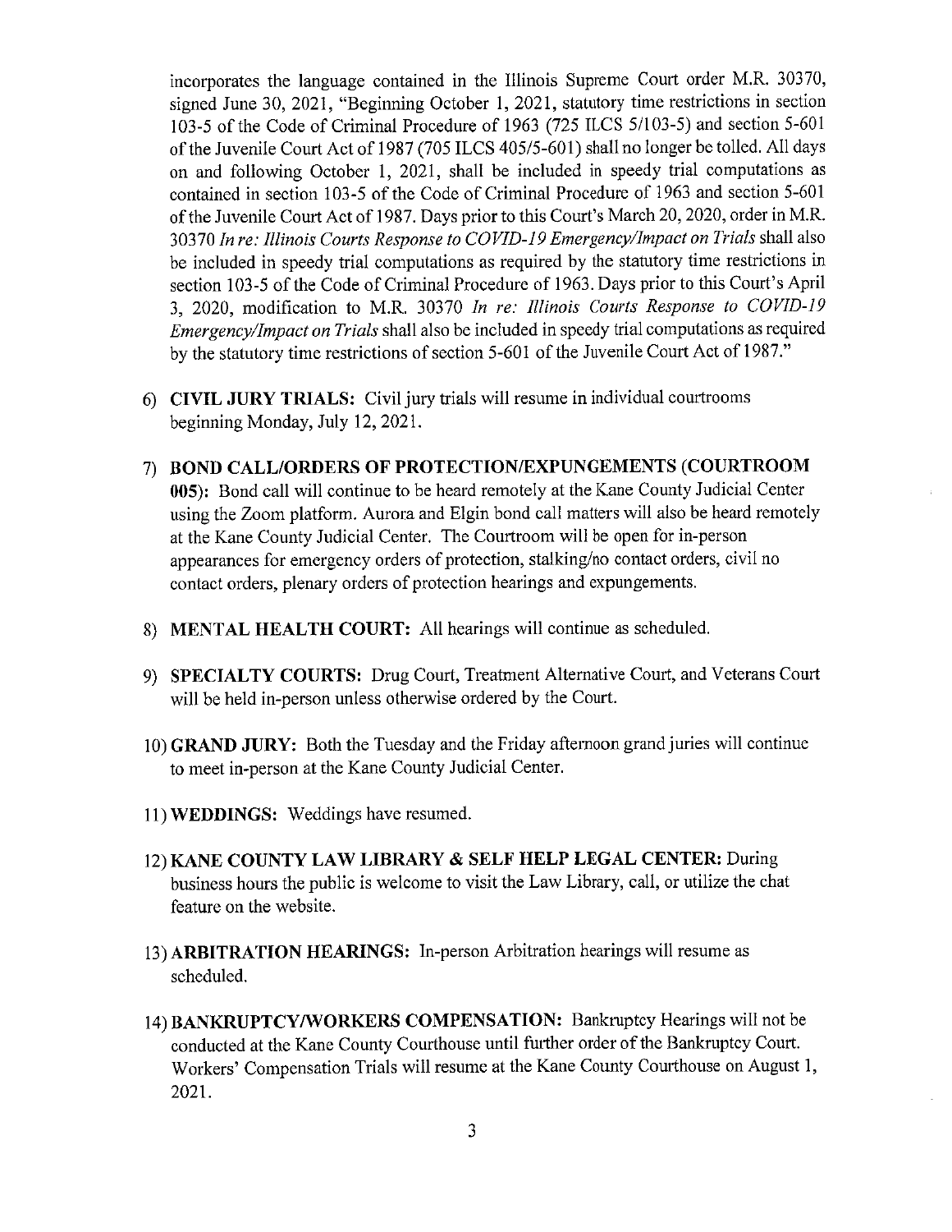incorporates the language contained in the Illinois Supreme Court order M.R. 30370, signed June 30, 2021, "Beginning October 1, 2021, statutory time restrictions in section 103-5 of the Code of Criminal Procedure of 1963 (725 ILCS 5/103-5) and section 5-601 of the Juvenile Court Act of 1987 (705 ILCS 405/5-601) shall no longer be tolled. All days on and following October 1, 2021, shall be included in speedy trial computations as contained in section 103-5 of the Code of Criminal Procedure of 1963 and section 5-601 of the Juvenile Court Act of 1987. Days prior to this Court's March 20, 2020, order in M.R. 30370 *In re: Illinois Courts Response to COVID-19 Emergency/Impact on Trials* shall also be included in speedy trial computations as required by the statutory time restrictions in section 103-5 of the Code of Criminal Procedure of 1963. Days prior to this Court's April 3, 2020, modification to M.R. 30370 *In re: Illinois Courts Response to COVID-19 Emergency/Impact on Trials* shall also be included in speedy trial computations as required by the statutory time restrictions of section 5-601 of the Juvenile Court Act of 1987."

6) **CIVIL JURY TRIALS:** Civil jury trials will resume in individual courtrooms beginning Monday, July 12, 2021.

7) **BOND CALL/ORDERS OF PROTECTION/EXPUNGEMENTS (COURTROOM 005):** Bond call will continue to be heard remotely at the Kane County Judicial Center using the Zoom platform. Aurora and Elgin bond call matters will also be heard remotely at the Kane County Judicial Center. The Courtroom will be open for in-person appearances for emergency orders of protection, stalking/no contact orders, civil no contact orders, plenary orders of protection hearings and expungements.

8) **MENTAL HEALTH COURT:** All hearings will continue as scheduled.

9) **SPECIALTY COURTS:** Drug Court, Treatment Alternative Court, and Veterans Court will be held in-person unless otherwise ordered by the Court.

10) **GRAND JURY:** Both the Tuesday and the Friday afternoon grand juries will continue to meet in-person at the Kane County Judicial Center.

11) **WEDDINGS:** Weddings have resumed.

12) **KANE COUNTY LAW LIBRARY & SELF HELP LEGAL CENTER:** During business hours the public is welcome to visit the Law Library, call, or utilize the chat feature on the website.

13) **ARBITRATION HEARINGS:** In-person Arbitration hearings will resume as scheduled.

14) **BANKRUPTCY/WORKERS COMPENSATION:** Bankruptcy Hearings will not be conducted at the Kane County Courthouse until further order of the Bankruptcy Court. Workers' Compensation Trials will resume at the Kane County Courthouse on August 1, 2021.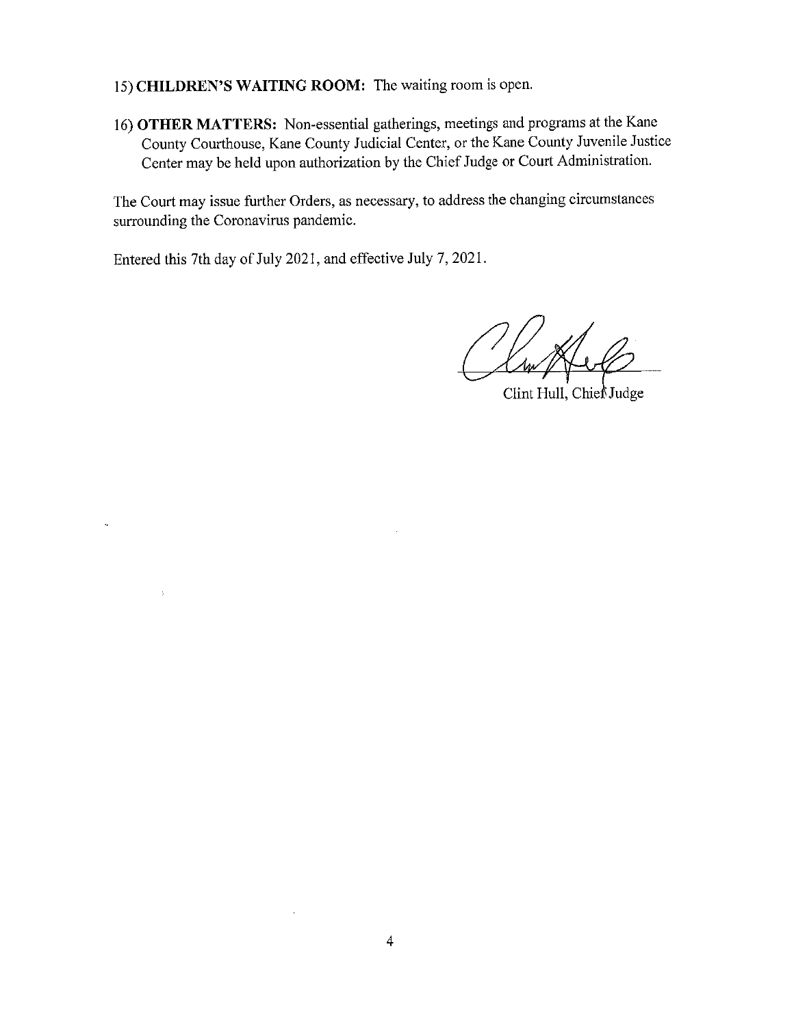15) **CHILDREN'S WAITING ROOM:** The waiting room is open.

16) **OTHER MATTERS:** Non-essential gatherings, meetings and programs at the Kane County Courthouse, Kane County Judicial Center, or the Kane County Juvenile Justice Center may be held upon authorization by the Chief Judge or Court Administration.

The Court may issue further Orders, as necessary, to address the changing circumstances surrounding the Coronavirus pandemic.

Entered this 7th day of July 2021, and effective July 7, 2021.

Clint Hull, Chief Judge